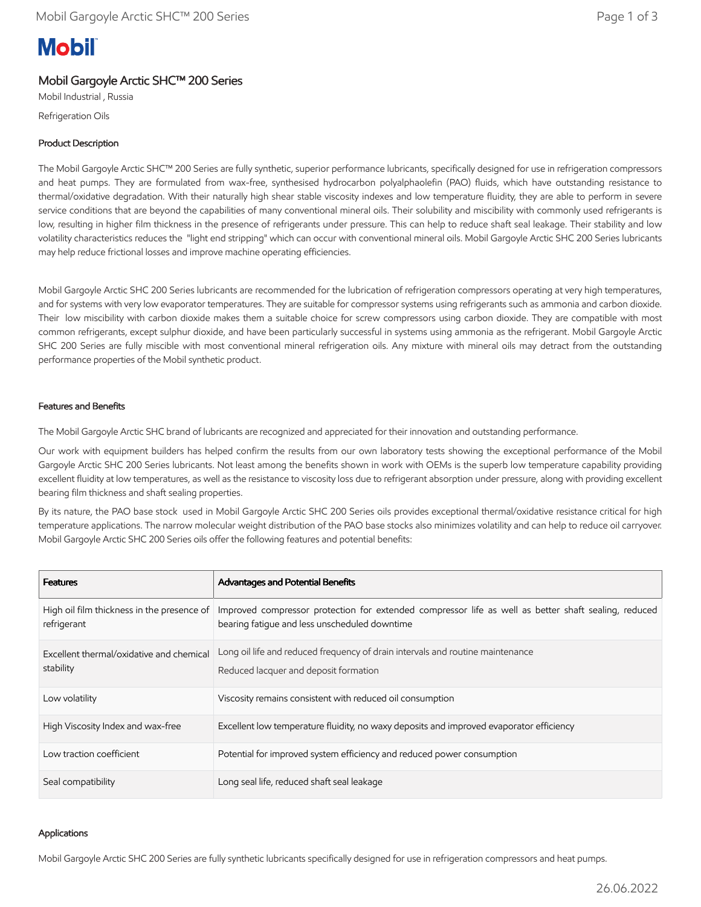# Mobil Gargoyle Arctic SHC™ 200 Series

Mobil Industrial , Russia

Refrigeration Oils

## Product Description

The Mobil Gargoyle Arctic SHC™ 200 Series are fully synthetic, superior performance lubricants, specifically designed for use in refrigeration compressors and heat pumps. They are formulated from wax-free, synthesised hydrocarbon polyalphaolefin (PAO) fluids, which have outstanding resistance to thermal/oxidative degradation. With their naturally high shear stable viscosity indexes and low temperature fluidity, they are able to perform in severe service conditions that are beyond the capabilities of many conventional mineral oils. Their solubility and miscibility with commonly used refrigerants is low, resulting in higher film thickness in the presence of refrigerants under pressure. This can help to reduce shaft seal leakage. Their stability and low volatility characteristics reduces the "light end stripping" which can occur with conventional mineral oils. Mobil Gargoyle Arctic SHC 200 Series lubricants may help reduce frictional losses and improve machine operating efficiencies.

Mobil Gargoyle Arctic SHC 200 Series lubricants are recommended for the lubrication of refrigeration compressors operating at very high temperatures, and for systems with very low evaporator temperatures. They are suitable for compressor systems using refrigerants such as ammonia and carbon dioxide. Their low miscibility with carbon dioxide makes them a suitable choice for screw compressors using carbon dioxide. They are compatible with most common refrigerants, except sulphur dioxide, and have been particularly successful in systems using ammonia as the refrigerant. Mobil Gargoyle Arctic SHC 200 Series are fully miscible with most conventional mineral refrigeration oils. Any mixture with mineral oils may detract from the outstanding performance properties of the Mobil synthetic product.

## Features and Benefits

The Mobil Gargoyle Arctic SHC brand of lubricants are recognized and appreciated for their innovation and outstanding performance.

Our work with equipment builders has helped confirm the results from our own laboratory tests showing the exceptional performance of the Mobil Gargoyle Arctic SHC 200 Series lubricants. Not least among the benefits shown in work with OEMs is the superb low temperature capability providing excellent fluidity at low temperatures, as well as the resistance to viscosity loss due to refrigerant absorption under pressure, along with providing excellent bearing film thickness and shaft sealing properties.

By its nature, the PAO base stock used in Mobil Gargoyle Arctic SHC 200 Series oils provides exceptional thermal/oxidative resistance critical for high temperature applications. The narrow molecular weight distribution of the PAO base stocks also minimizes volatility and can help to reduce oil carryover. Mobil Gargoyle Arctic SHC 200 Series oils offer the following features and potential benefits:

| Features | Advantages and Potential Benefits |
|---|---|
| High oil film thickness in the presence of refrigerant | Improved compressor protection for extended compressor life as well as better shaft sealing, reduced bearing fatigue and less unscheduled downtime |
| Excellent thermal/oxidative and chemical stability | Long oil life and reduced frequency of drain intervals and routine maintenance<br>Reduced lacquer and deposit formation |
| Low volatility | Viscosity remains consistent with reduced oil consumption |
| High Viscosity Index and wax-free | Excellent low temperature fluidity, no waxy deposits and improved evaporator efficiency |
| Low traction coefficient | Potential for improved system efficiency and reduced power consumption |
| Seal compatibility | Long seal life, reduced shaft seal leakage |

## Applications

Mobil Gargoyle Arctic SHC 200 Series are fully synthetic lubricants specifically designed for use in refrigeration compressors and heat pumps.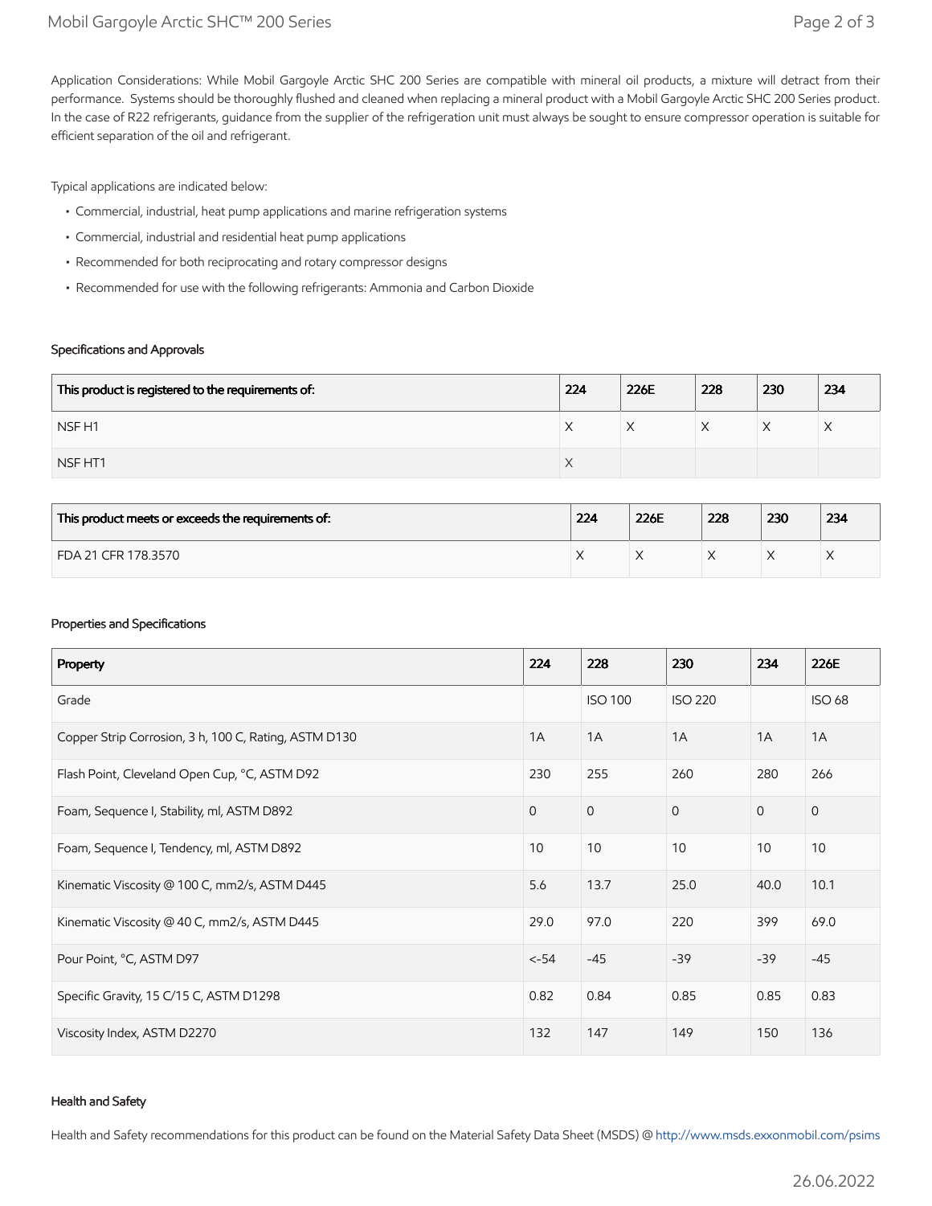Application Considerations: While Mobil Gargoyle Arctic SHC 200 Series are compatible with mineral oil products, a mixture will detract from their performance. Systems should be thoroughly flushed and cleaned when replacing a mineral product with a Mobil Gargoyle Arctic SHC 200 Series product. In the case of R22 refrigerants, guidance from the supplier of the refrigeration unit must always be sought to ensure compressor operation is suitable for efficient separation of the oil and refrigerant.

Typical applications are indicated below:

- Commercial, industrial, heat pump applications and marine refrigeration systems
- Commercial, industrial and residential heat pump applications
- Recommended for both reciprocating and rotary compressor designs
- Recommended for use with the following refrigerants: Ammonia and Carbon Dioxide

### Specifications and Approvals

| This product is registered to the requirements of: | 224 | 226E | 228 | 230 | 234 |
|---|---|---|---|---|---|
| NSF H1 | X | X | X | X | X |
| NSF HT1 | X | | | | |

| This product meets or exceeds the requirements of: | 224 | 226E | 228 | 230 | 234 |
|---|---|---|---|---|---|
| FDA 21 CFR 178.3570 | X | X | X | X | X |

### Properties and Specifications

| Property | 224 | 228 | 230 | 234 | 226E |
|---|---|---|---|---|---|
| Grade | | ISO 100 | ISO 220 | | ISO 68 |
| Copper Strip Corrosion, 3 h, 100 C, Rating, ASTM D130 | 1A | 1A | 1A | 1A | 1A |
| Flash Point, Cleveland Open Cup, °C, ASTM D92 | 230 | 255 | 260 | 280 | 266 |
| Foam, Sequence I, Stability, ml, ASTM D892 | 0 | 0 | 0 | 0 | 0 |
| Foam, Sequence I, Tendency, ml, ASTM D892 | 10 | 10 | 10 | 10 | 10 |
| Kinematic Viscosity @ 100 C, mm2/s, ASTM D445 | 5.6 | 13.7 | 25.0 | 40.0 | 10.1 |
| Kinematic Viscosity @ 40 C, mm2/s, ASTM D445 | 29.0 | 97.0 | 220 | 399 | 69.0 |
| Pour Point, °C, ASTM D97 | <-54 | -45 | -39 | -39 | -45 |
| Specific Gravity, 15 C/15 C, ASTM D1298 | 0.82 | 0.84 | 0.85 | 0.85 | 0.83 |
| Viscosity Index, ASTM D2270 | 132 | 147 | 149 | 150 | 136 |

### Health and Safety

Health and Safety recommendations for this product can be found on the Material Safety Data Sheet (MSDS) @ http://www.msds.exxonmobil.com/psims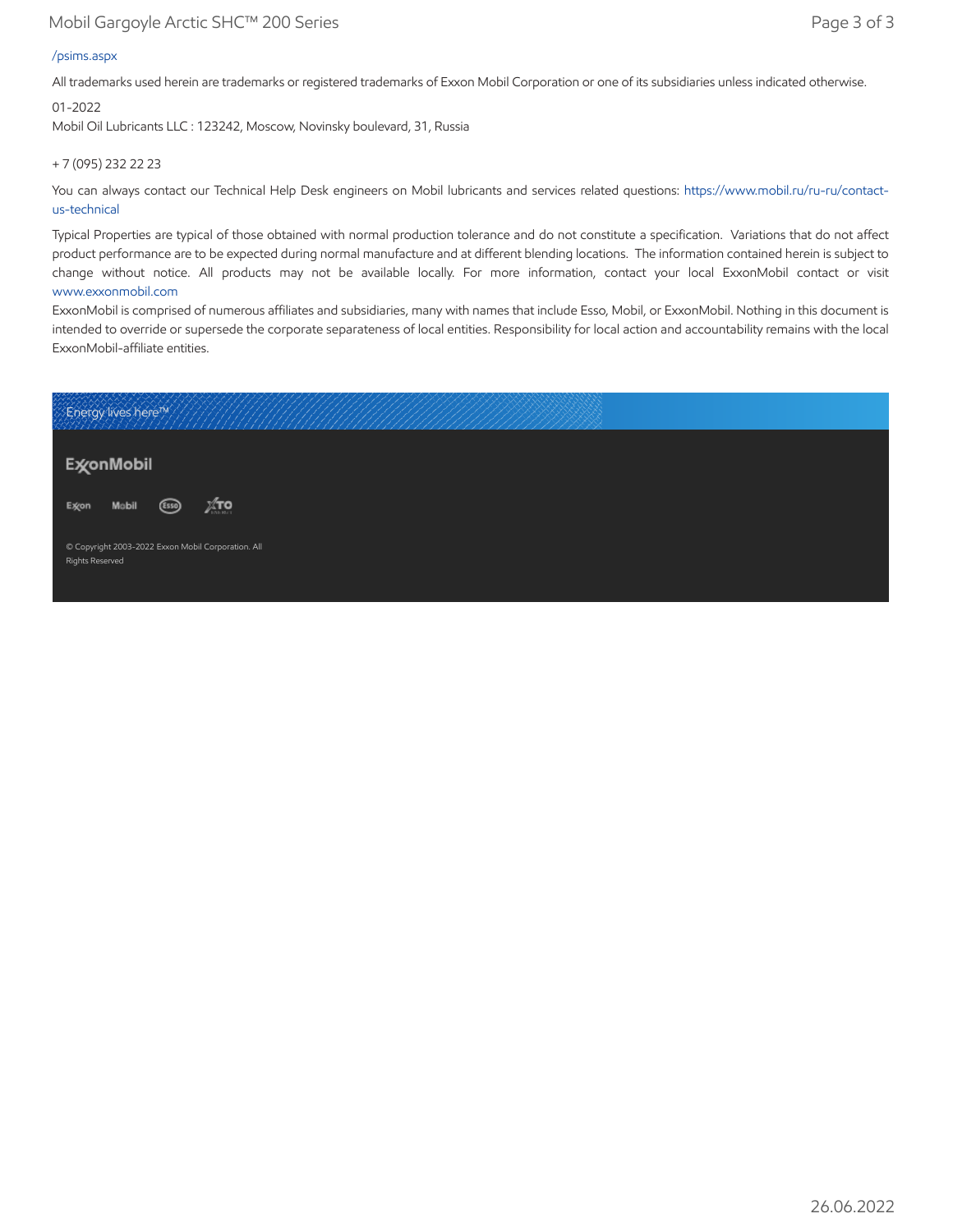/psims.aspx

All trademarks used herein are trademarks or registered trademarks of Exxon Mobil Corporation or one of its subsidiaries unless indicated otherwise.

01-2022

Mobil Oil Lubricants LLC : 123242, Moscow, Novinsky boulevard, 31, Russia

+ 7 (095) 232 22 23

You can always contact our Technical Help Desk engineers on Mobil lubricants and services related questions: https://www.mobil.ru/ru-ru/contact-us-technical

Typical Properties are typical of those obtained with normal production tolerance and do not constitute a specification. Variations that do not affect product performance are to be expected during normal manufacture and at different blending locations. The information contained herein is subject to change without notice. All products may not be available locally. For more information, contact your local ExxonMobil contact or visit www.exxonmobil.com

ExxonMobil is comprised of numerous affiliates and subsidiaries, many with names that include Esso, Mobil, or ExxonMobil. Nothing in this document is intended to override or supersede the corporate separateness of local entities. Responsibility for local action and accountability remains with the local ExxonMobil-affiliate entities.

Energy lives here™

ExxonMobil

Exxon Mobil Esso XTO

© Copyright 2003-2022 Exxon Mobil Corporation. All Rights Reserved

26.06.2022